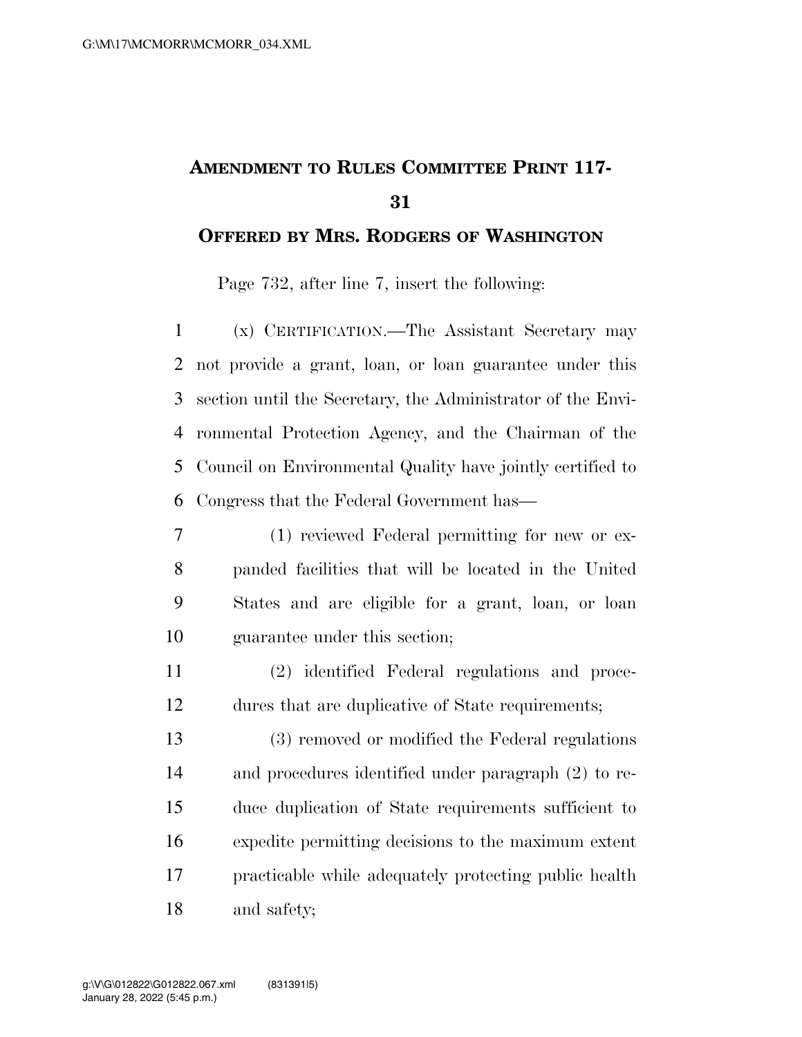# AMENDMENT TO RULES COMMITTEE PRINT 117-31

## OFFERED BY MRS. RODGERS OF WASHINGTON

Page 732, after line 7, insert the following:

(x) CERTIFICATION.—The Assistant Secretary may not provide a grant, loan, or loan guarantee under this section until the Secretary, the Administrator of the Environmental Protection Agency, and the Chairman of the Council on Environmental Quality have jointly certified to Congress that the Federal Government has—

(1) reviewed Federal permitting for new or expanded facilities that will be located in the United States and are eligible for a grant, loan, or loan guarantee under this section;

(2) identified Federal regulations and procedures that are duplicative of State requirements;

(3) removed or modified the Federal regulations and procedures identified under paragraph (2) to reduce duplication of State requirements sufficient to expedite permitting decisions to the maximum extent practicable while adequately protecting public health and safety;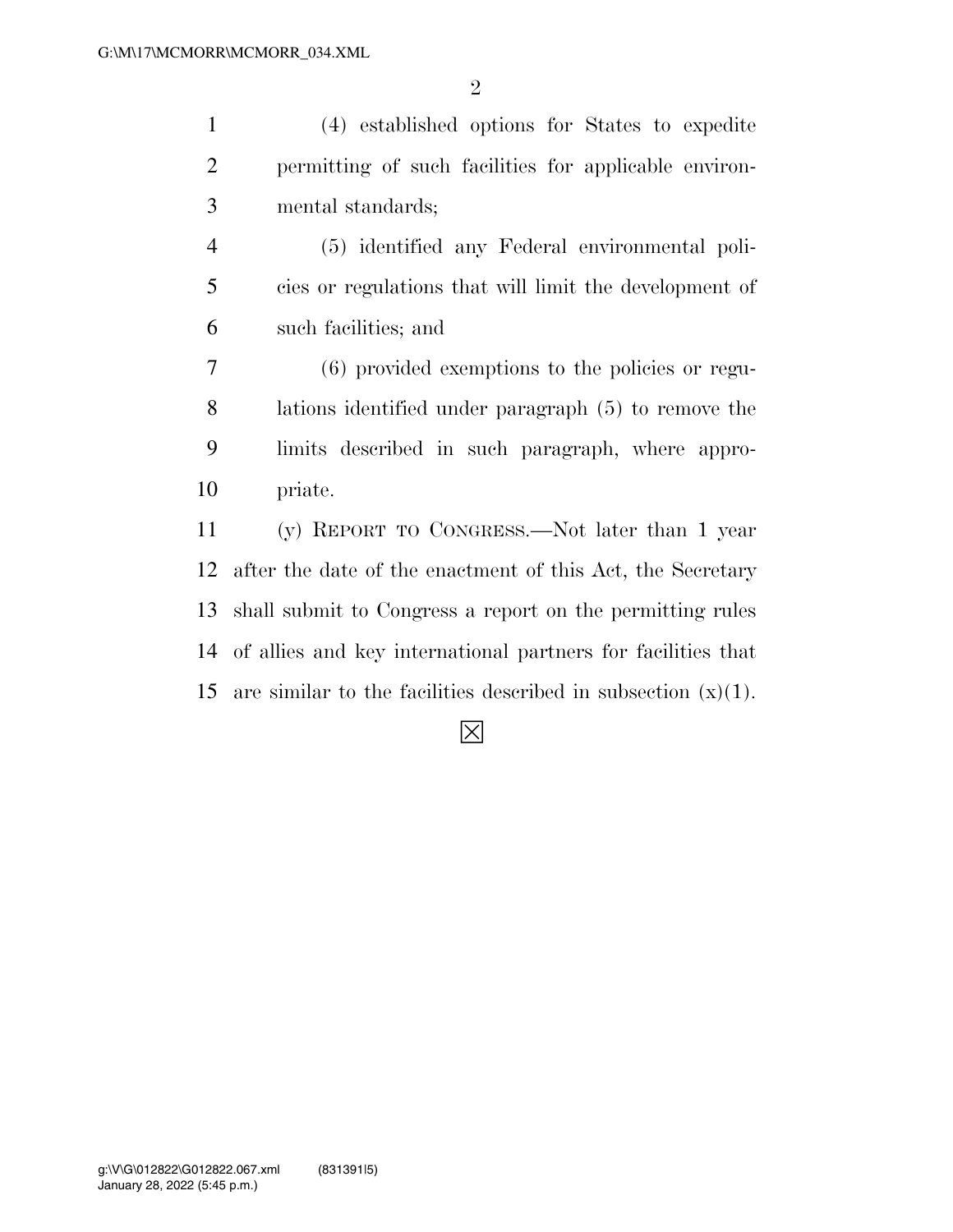(4) established options for States to expedite permitting of such facilities for applicable environmental standards;

(5) identified any Federal environmental policies or regulations that will limit the development of such facilities; and

(6) provided exemptions to the policies or regulations identified under paragraph (5) to remove the limits described in such paragraph, where appropriate.

(y) REPORT TO CONGRESS.—Not later than 1 year after the date of the enactment of this Act, the Secretary shall submit to Congress a report on the permitting rules of allies and key international partners for facilities that are similar to the facilities described in subsection (x)(1).